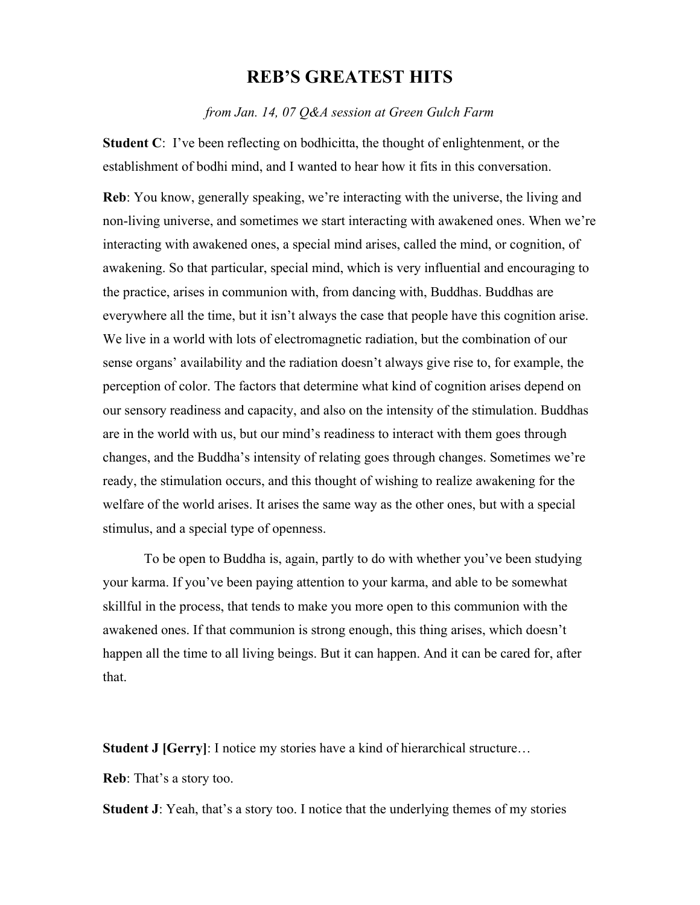# REB'S GREATEST HITS

*from Jan. 14, 07 Q&A session at Green Gulch Farm*

**Student C**: I've been reflecting on bodhicitta, the thought of enlightenment, or the establishment of bodhi mind, and I wanted to hear how it fits in this conversation.

**Reb**: You know, generally speaking, we're interacting with the universe, the living and non-living universe, and sometimes we start interacting with awakened ones. When we're interacting with awakened ones, a special mind arises, called the mind, or cognition, of awakening. So that particular, special mind, which is very influential and encouraging to the practice, arises in communion with, from dancing with, Buddhas. Buddhas are everywhere all the time, but it isn't always the case that people have this cognition arise. We live in a world with lots of electromagnetic radiation, but the combination of our sense organs' availability and the radiation doesn't always give rise to, for example, the perception of color. The factors that determine what kind of cognition arises depend on our sensory readiness and capacity, and also on the intensity of the stimulation. Buddhas are in the world with us, but our mind's readiness to interact with them goes through changes, and the Buddha's intensity of relating goes through changes. Sometimes we're ready, the stimulation occurs, and this thought of wishing to realize awakening for the welfare of the world arises. It arises the same way as the other ones, but with a special stimulus, and a special type of openness.

To be open to Buddha is, again, partly to do with whether you've been studying your karma. If you've been paying attention to your karma, and able to be somewhat skillful in the process, that tends to make you more open to this communion with the awakened ones. If that communion is strong enough, this thing arises, which doesn't happen all the time to all living beings. But it can happen. And it can be cared for, after that.

**Student J [Gerry]**: I notice my stories have a kind of hierarchical structure…

**Reb**: That's a story too.

**Student J**: Yeah, that's a story too. I notice that the underlying themes of my stories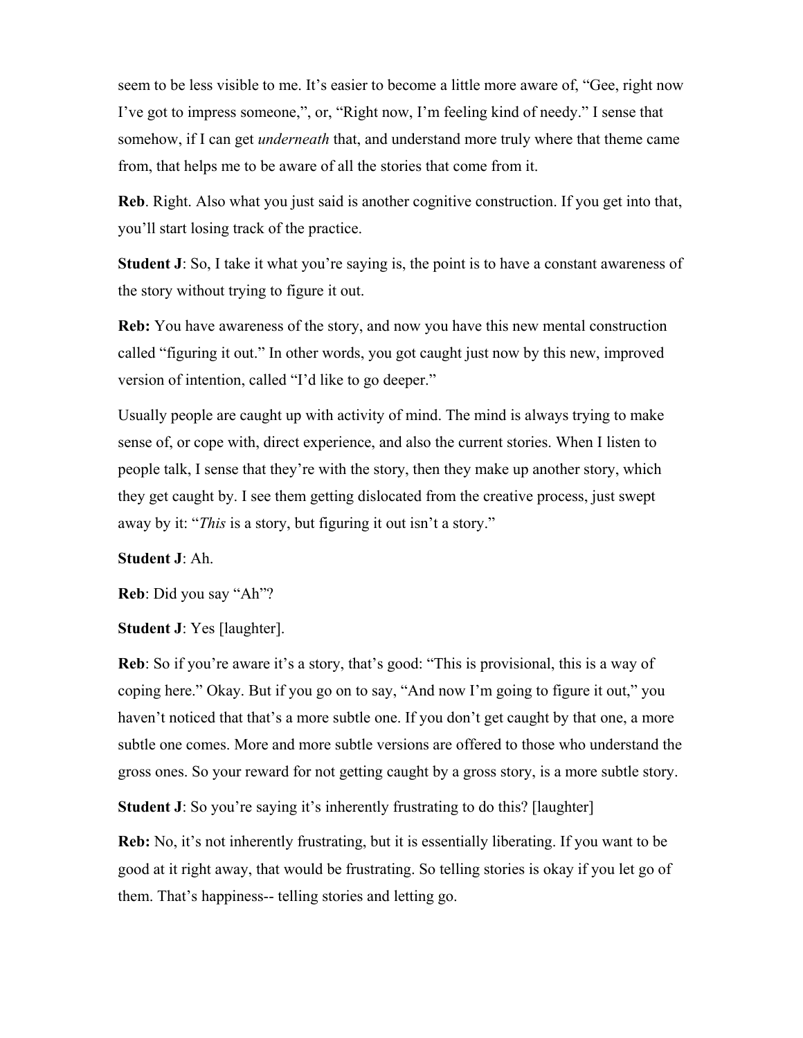seem to be less visible to me. It's easier to become a little more aware of, "Gee, right now I've got to impress someone,", or, "Right now, I'm feeling kind of needy." I sense that somehow, if I can get *underneath* that, and understand more truly where that theme came from, that helps me to be aware of all the stories that come from it.

**Reb**. Right. Also what you just said is another cognitive construction. If you get into that, you'll start losing track of the practice.

**Student J**: So, I take it what you're saying is, the point is to have a constant awareness of the story without trying to figure it out.

**Reb:** You have awareness of the story, and now you have this new mental construction called "figuring it out." In other words, you got caught just now by this new, improved version of intention, called "I'd like to go deeper."

Usually people are caught up with activity of mind. The mind is always trying to make sense of, or cope with, direct experience, and also the current stories. When I listen to people talk, I sense that they're with the story, then they make up another story, which they get caught by. I see them getting dislocated from the creative process, just swept away by it: "*This* is a story, but figuring it out isn't a story."

**Student J**: Ah.

**Reb**: Did you say "Ah"?

**Student J**: Yes [laughter].

**Reb**: So if you're aware it's a story, that's good: "This is provisional, this is a way of coping here." Okay. But if you go on to say, "And now I'm going to figure it out," you haven't noticed that that's a more subtle one. If you don't get caught by that one, a more subtle one comes. More and more subtle versions are offered to those who understand the gross ones. So your reward for not getting caught by a gross story, is a more subtle story.

**Student J**: So you're saying it's inherently frustrating to do this? [laughter]

**Reb:** No, it's not inherently frustrating, but it is essentially liberating. If you want to be good at it right away, that would be frustrating. So telling stories is okay if you let go of them. That's happiness-- telling stories and letting go.